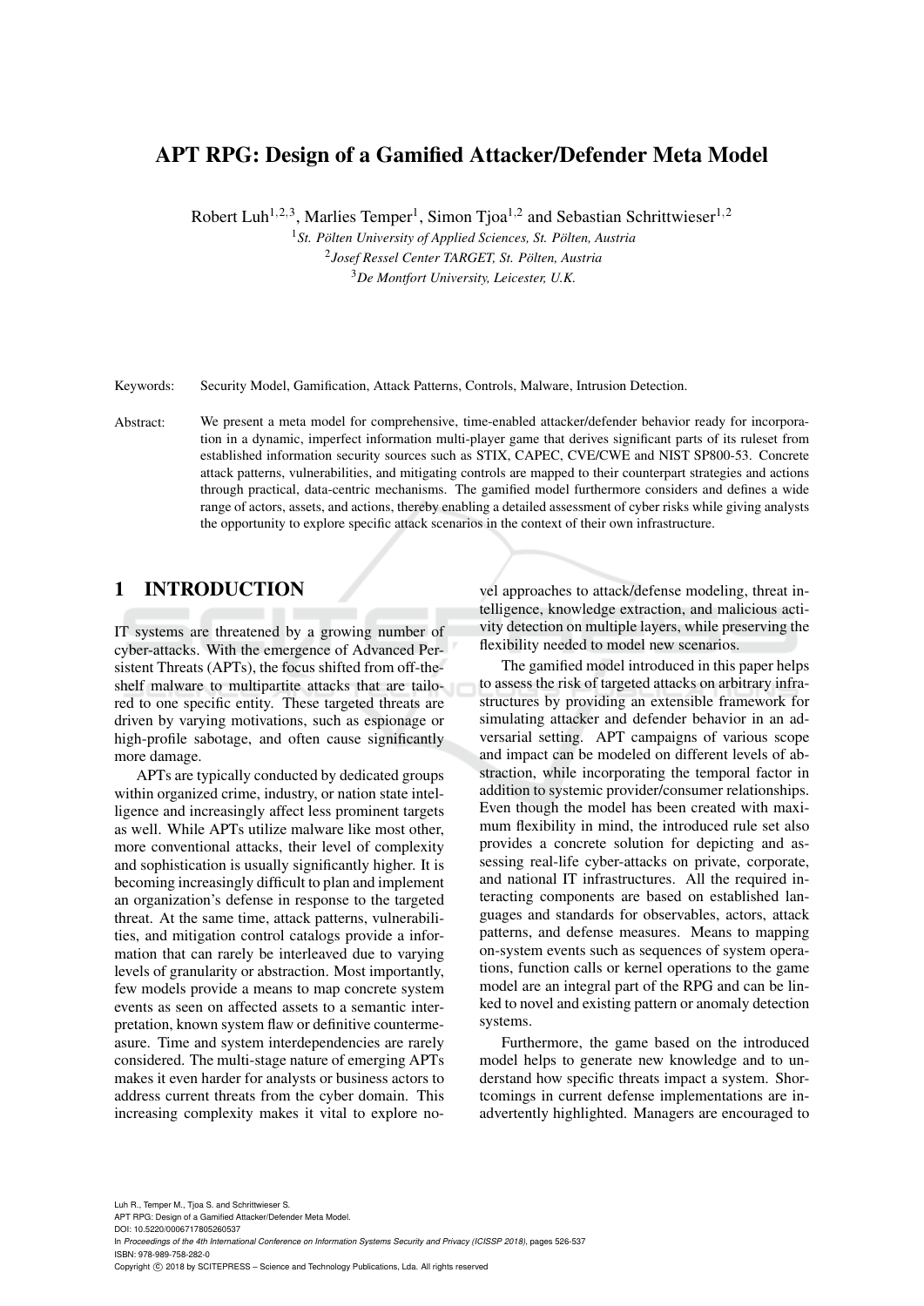# APT RPG: Design of a Gamified Attacker/Defender Meta Model

Robert Luh[1,2,3], Marlies Temper[1], Simon Tjoa[1,2] and Sebastian Schrittwieser[1,2]

[1] *St. Pölten University of Applied Sciences, St. Pölten, Austria*
[2] *Josef Ressel Center TARGET, St. Pölten, Austria*
[3] *De Montfort University, Leicester, U.K.*

Keywords: Security Model, Gamification, Attack Patterns, Controls, Malware, Intrusion Detection.

Abstract: We present a meta model for comprehensive, time-enabled attacker/defender behavior ready for incorporation in a dynamic, imperfect information multi-player game that derives significant parts of its ruleset from established information security sources such as STIX, CAPEC, CVE/CWE and NIST SP800-53. Concrete attack patterns, vulnerabilities, and mitigating controls are mapped to their counterpart strategies and actions through practical, data-centric mechanisms. The gamified model furthermore considers and defines a wide range of actors, assets, and actions, thereby enabling a detailed assessment of cyber risks while giving analysts the opportunity to explore specific attack scenarios in the context of their own infrastructure.

## 1 INTRODUCTION

IT systems are threatened by a growing number of cyber-attacks. With the emergence of Advanced Persistent Threats (APTs), the focus shifted from off-the-shelf malware to multipartite attacks that are tailored to one specific entity. These targeted threats are driven by varying motivations, such as espionage or high-profile sabotage, and often cause significantly more damage.

APTs are typically conducted by dedicated groups within organized crime, industry, or nation state intelligence and increasingly affect less prominent targets as well. While APTs utilize malware like most other, more conventional attacks, their level of complexity and sophistication is usually significantly higher. It is becoming increasingly difficult to plan and implement an organization's defense in response to the targeted threat. At the same time, attack patterns, vulnerabilities, and mitigation control catalogs provide a information that can rarely be interleaved due to varying levels of granularity or abstraction. Most importantly, few models provide a means to map concrete system events as seen on affected assets to a semantic interpretation, known system flaw or definitive countermeasure. Time and system interdependencies are rarely considered. The multi-stage nature of emerging APTs makes it even harder for analysts or business actors to address current threats from the cyber domain. This increasing complexity makes it vital to explore novel approaches to attack/defense modeling, threat intelligence, knowledge extraction, and malicious activity detection on multiple layers, while preserving the flexibility needed to model new scenarios.

The gamified model introduced in this paper helps to assess the risk of targeted attacks on arbitrary infrastructures by providing an extensible framework for simulating attacker and defender behavior in an adversarial setting. APT campaigns of various scope and impact can be modeled on different levels of abstraction, while incorporating the temporal factor in addition to systemic provider/consumer relationships. Even though the model has been created with maximum flexibility in mind, the introduced rule set also provides a concrete solution for depicting and assessing real-life cyber-attacks on private, corporate, and national IT infrastructures. All the required interacting components are based on established languages and standards for observables, actors, attack patterns, and defense measures. Means to mapping on-system events such as sequences of system operations, function calls or kernel operations to the game model are an integral part of the RPG and can be linked to novel and existing pattern or anomaly detection systems.

Furthermore, the game based on the introduced model helps to generate new knowledge and to understand how specific threats impact a system. Shortcomings in current defense implementations are inadvertently highlighted. Managers are encouraged to

Luh R., Temper M., Tjoa S. and Schrittwieser S.
APT RPG: Design of a Gamified Attacker/Defender Meta Model.
DOI: 10.5220/0006717805260537
In *Proceedings of the 4th International Conference on Information Systems Security and Privacy (ICISSP 2018)*, pages 526-537
ISBN: 978-989-758-282-0
Copyright © 2018 by SCITEPRESS – Science and Technology Publications, Lda. All rights reserved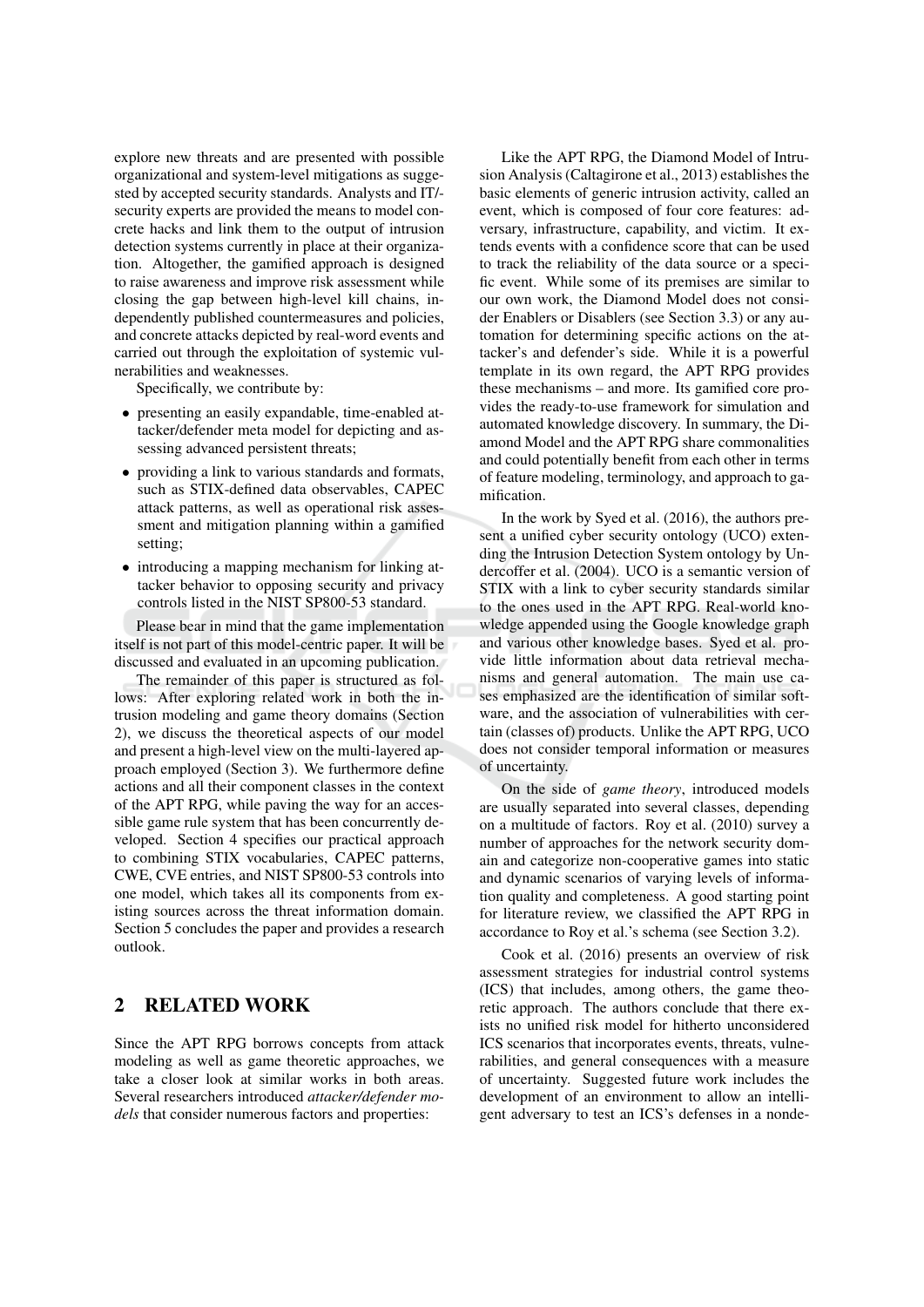explore new threats and are presented with possible organizational and system-level mitigations as suggested by accepted security standards. Analysts and IT/-security experts are provided the means to model concrete hacks and link them to the output of intrusion detection systems currently in place at their organization. Altogether, the gamified approach is designed to raise awareness and improve risk assessment while closing the gap between high-level kill chains, independently published countermeasures and policies, and concrete attacks depicted by real-word events and carried out through the exploitation of systemic vulnerabilities and weaknesses.

Specifically, we contribute by:

- presenting an easily expandable, time-enabled attacker/defender meta model for depicting and assessing advanced persistent threats;
- providing a link to various standards and formats, such as STIX-defined data observables, CAPEC attack patterns, as well as operational risk assessment and mitigation planning within a gamified setting;
- introducing a mapping mechanism for linking attacker behavior to opposing security and privacy controls listed in the NIST SP800-53 standard.

Please bear in mind that the game implementation itself is not part of this model-centric paper. It will be discussed and evaluated in an upcoming publication.

The remainder of this paper is structured as follows: After exploring related work in both the intrusion modeling and game theory domains (Section 2), we discuss the theoretical aspects of our model and present a high-level view on the multi-layered approach employed (Section 3). We furthermore define actions and all their component classes in the context of the APT RPG, while paving the way for an accessible game rule system that has been concurrently developed. Section 4 specifies our practical approach to combining STIX vocabularies, CAPEC patterns, CWE, CVE entries, and NIST SP800-53 controls into one model, which takes all its components from existing sources across the threat information domain. Section 5 concludes the paper and provides a research outlook.

## 2 RELATED WORK

Since the APT RPG borrows concepts from attack modeling as well as game theoretic approaches, we take a closer look at similar works in both areas. Several researchers introduced *attacker/defender models* that consider numerous factors and properties:

Like the APT RPG, the Diamond Model of Intrusion Analysis (Caltagirone et al., 2013) establishes the basic elements of generic intrusion activity, called an event, which is composed of four core features: adversary, infrastructure, capability, and victim. It extends events with a confidence score that can be used to track the reliability of the data source or a specific event. While some of its premises are similar to our own work, the Diamond Model does not consider Enablers or Disablers (see Section 3.3) or any automation for determining specific actions on the attacker's and defender's side. While it is a powerful template in its own regard, the APT RPG provides these mechanisms – and more. Its gamified core provides the ready-to-use framework for simulation and automated knowledge discovery. In summary, the Diamond Model and the APT RPG share commonalities and could potentially benefit from each other in terms of feature modeling, terminology, and approach to gamification.

In the work by Syed et al. (2016), the authors present a unified cyber security ontology (UCO) extending the Intrusion Detection System ontology by Undercoffer et al. (2004). UCO is a semantic version of STIX with a link to cyber security standards similar to the ones used in the APT RPG. Real-world knowledge appended using the Google knowledge graph and various other knowledge bases. Syed et al. provide little information about data retrieval mechanisms and general automation. The main use cases emphasized are the identification of similar software, and the association of vulnerabilities with certain (classes of) products. Unlike the APT RPG, UCO does not consider temporal information or measures of uncertainty.

On the side of *game theory*, introduced models are usually separated into several classes, depending on a multitude of factors. Roy et al. (2010) survey a number of approaches for the network security domain and categorize non-cooperative games into static and dynamic scenarios of varying levels of information quality and completeness. A good starting point for literature review, we classified the APT RPG in accordance to Roy et al.'s schema (see Section 3.2).

Cook et al. (2016) presents an overview of risk assessment strategies for industrial control systems (ICS) that includes, among others, the game theoretic approach. The authors conclude that there exists no unified risk model for hitherto unconsidered ICS scenarios that incorporates events, threats, vulnerabilities, and general consequences with a measure of uncertainty. Suggested future work includes the development of an environment to allow an intelligent adversary to test an ICS's defenses in a nonde-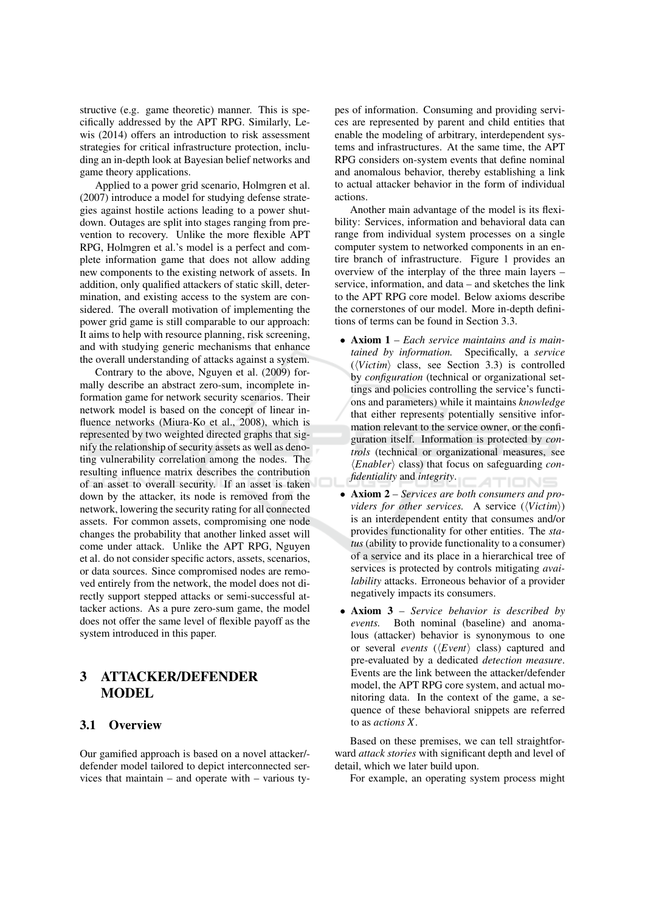structive (e.g. game theoretic) manner. This is specifically addressed by the APT RPG. Similarly, Lewis (2014) offers an introduction to risk assessment strategies for critical infrastructure protection, including an in-depth look at Bayesian belief networks and game theory applications.

Applied to a power grid scenario, Holmgren et al. (2007) introduce a model for studying defense strategies against hostile actions leading to a power shutdown. Outages are split into stages ranging from prevention to recovery. Unlike the more flexible APT RPG, Holmgren et al.'s model is a perfect and complete information game that does not allow adding new components to the existing network of assets. In addition, only qualified attackers of static skill, determination, and existing access to the system are considered. The overall motivation of implementing the power grid game is still comparable to our approach: It aims to help with resource planning, risk screening, and with studying generic mechanisms that enhance the overall understanding of attacks against a system.

Contrary to the above, Nguyen et al. (2009) formally describe an abstract zero-sum, incomplete information game for network security scenarios. Their network model is based on the concept of linear influence networks (Miura-Ko et al., 2008), which is represented by two weighted directed graphs that signify the relationship of security assets as well as denoting vulnerability correlation among the nodes. The resulting influence matrix describes the contribution of an asset to overall security. If an asset is taken down by the attacker, its node is removed from the network, lowering the security rating for all connected assets. For common assets, compromising one node changes the probability that another linked asset will come under attack. Unlike the APT RPG, Nguyen et al. do not consider specific actors, assets, scenarios, or data sources. Since compromised nodes are removed entirely from the network, the model does not directly support stepped attacks or semi-successful attacker actions. As a pure zero-sum game, the model does not offer the same level of flexible payoff as the system introduced in this paper.

# 3 ATTACKER/DEFENDER MODEL

## 3.1 Overview

Our gamified approach is based on a novel attacker/defender model tailored to depict interconnected services that maintain – and operate with – various types of information. Consuming and providing services are represented by parent and child entities that enable the modeling of arbitrary, interdependent systems and infrastructures. At the same time, the APT RPG considers on-system events that define nominal and anomalous behavior, thereby establishing a link to actual attacker behavior in the form of individual actions.

Another main advantage of the model is its flexibility: Services, information and behavioral data can range from individual system processes on a single computer system to networked components in an entire branch of infrastructure. Figure 1 provides an overview of the interplay of the three main layers – service, information, and data – and sketches the link to the APT RPG core model. Below axioms describe the cornerstones of our model. More in-depth definitions of terms can be found in Section 3.3.

- **Axiom 1** – *Each service maintains and is maintained by information.* Specifically, a *service* (⟨*Victim*⟩ class, see Section 3.3) is controlled by *configuration* (technical or organizational settings and policies controlling the service's functions and parameters) while it maintains *knowledge* that either represents potentially sensitive information relevant to the service owner, or the configuration itself. Information is protected by *controls* (technical or organizational measures, see ⟨*Enabler*⟩ class) that focus on safeguarding *confidentiality* and *integrity*.
- **Axiom 2** – *Services are both consumers and providers for other services.* A service (⟨*Victim*⟩) is an interdependent entity that consumes and/or provides functionality for other entities. The *status* (ability to provide functionality to a consumer) of a service and its place in a hierarchical tree of services is protected by controls mitigating *availability* attacks. Erroneous behavior of a provider negatively impacts its consumers.
- **Axiom 3** – *Service behavior is described by events.* Both nominal (baseline) and anomalous (attacker) behavior is synonymous to one or several *events* (⟨*Event*⟩ class) captured and pre-evaluated by a dedicated *detection measure*. Events are the link between the attacker/defender model, the APT RPG core system, and actual monitoring data. In the context of the game, a sequence of these behavioral snippets are referred to as *actions* $X$.

Based on these premises, we can tell straightforward *attack stories* with significant depth and level of detail, which we later build upon.

For example, an operating system process might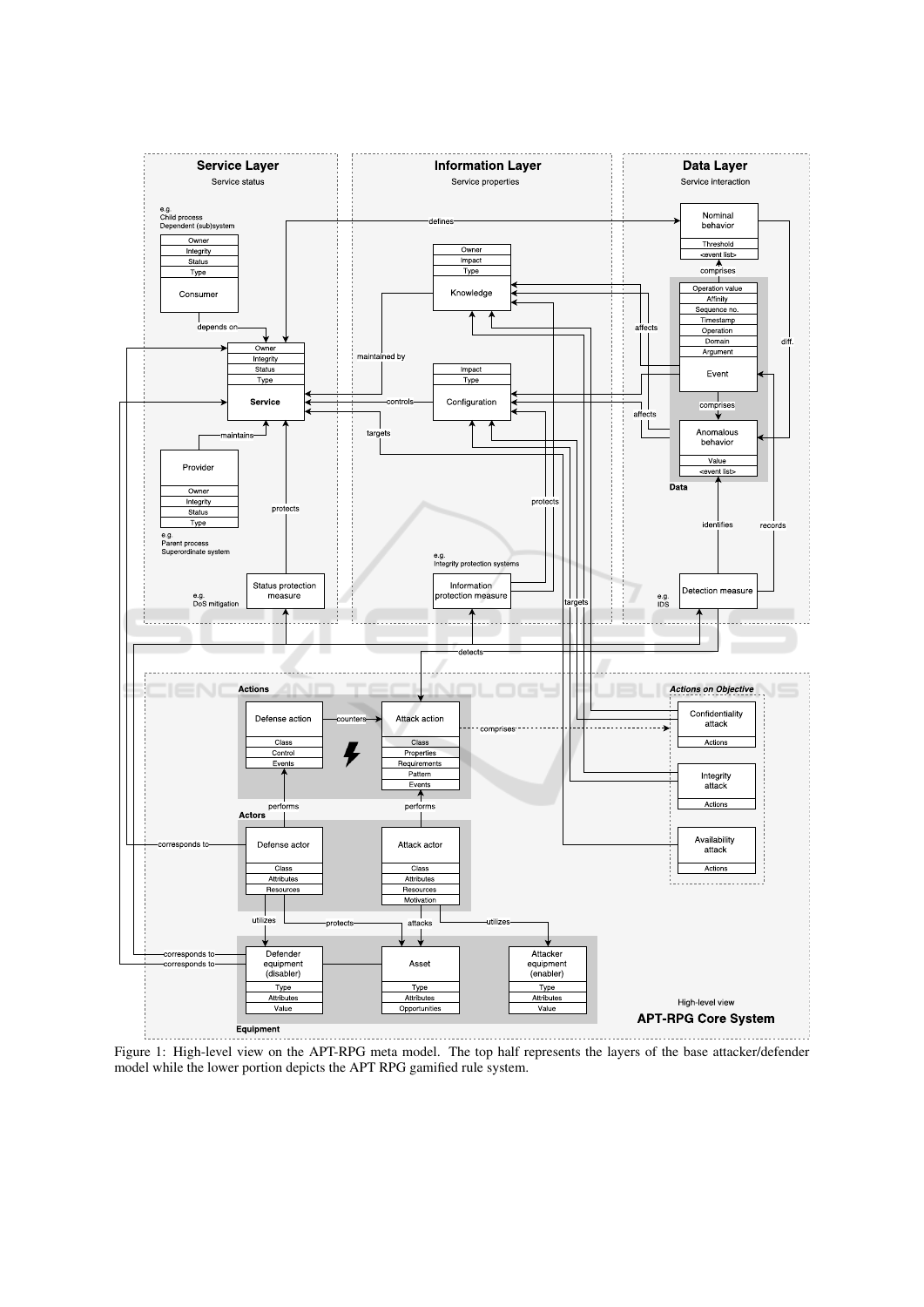Figure 1: High-level view on the APT-RPG meta model. The top half represents the layers of the base attacker/defender model while the lower portion depicts the APT RPG gamified rule system.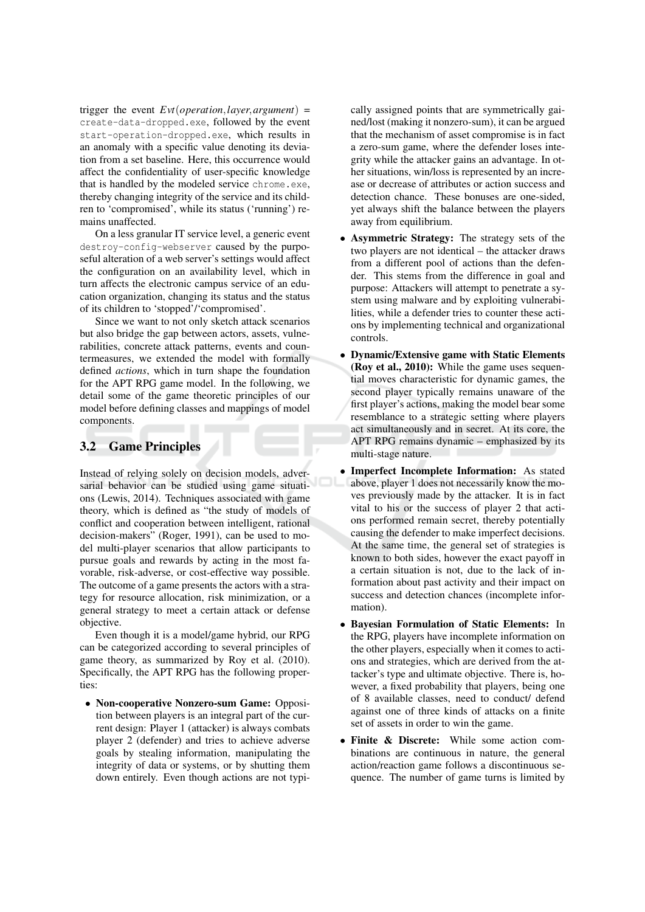trigger the event $Evt(operation, layer, argument)$ = `create-data-dropped.exe`, followed by the event `start-operation-dropped.exe`, which results in an anomaly with a specific value denoting its deviation from a set baseline. Here, this occurrence would affect the confidentiality of user-specific knowledge that is handled by the modeled service `chrome.exe`, thereby changing integrity of the service and its children to 'compromised', while its status ('running') remains unaffected.

On a less granular IT service level, a generic event `destroy-config-webserver` caused by the purposeful alteration of a web server's settings would affect the configuration on an availability level, which in turn affects the electronic campus service of an education organization, changing its status and the status of its children to 'stopped'/'compromised'.

Since we want to not only sketch attack scenarios but also bridge the gap between actors, assets, vulnerabilities, concrete attack patterns, events and countermeasures, we extended the model with formally defined *actions*, which in turn shape the foundation for the APT RPG game model. In the following, we detail some of the game theoretic principles of our model before defining classes and mappings of model components.

## 3.2 Game Principles

Instead of relying solely on decision models, adversarial behavior can be studied using game situations (Lewis, 2014). Techniques associated with game theory, which is defined as "the study of models of conflict and cooperation between intelligent, rational decision-makers" (Roger, 1991), can be used to model multi-player scenarios that allow participants to pursue goals and rewards by acting in the most favorable, risk-adverse, or cost-effective way possible. The outcome of a game presents the actors with a strategy for resource allocation, risk minimization, or a general strategy to meet a certain attack or defense objective.

Even though it is a model/game hybrid, our RPG can be categorized according to several principles of game theory, as summarized by Roy et al. (2010). Specifically, the APT RPG has the following properties:

- **Non-cooperative Nonzero-sum Game:** Opposition between players is an integral part of the current design: Player 1 (attacker) is always combats player 2 (defender) and tries to achieve adverse goals by stealing information, manipulating the integrity of data or systems, or by shutting them down entirely. Even though actions are not typically assigned points that are symmetrically gained/lost (making it nonzero-sum), it can be argued that the mechanism of asset compromise is in fact a zero-sum game, where the defender loses integrity while the attacker gains an advantage. In other situations, win/loss is represented by an increase or decrease of attributes or action success and detection chance. These bonuses are one-sided, yet always shift the balance between the players away from equilibrium.
- **Asymmetric Strategy:** The strategy sets of the two players are not identical – the attacker draws from a different pool of actions than the defender. This stems from the difference in goal and purpose: Attackers will attempt to penetrate a system using malware and by exploiting vulnerabilities, while a defender tries to counter these actions by implementing technical and organizational controls.
- **Dynamic/Extensive game with Static Elements (Roy et al., 2010):** While the game uses sequential moves characteristic for dynamic games, the second player typically remains unaware of the first player's actions, making the model bear some resemblance to a strategic setting where players act simultaneously and in secret. At its core, the APT RPG remains dynamic – emphasized by its multi-stage nature.
- **Imperfect Incomplete Information:** As stated above, player 1 does not necessarily know the moves previously made by the attacker. It is in fact vital to his or the success of player 2 that actions performed remain secret, thereby potentially causing the defender to make imperfect decisions. At the same time, the general set of strategies is known to both sides, however the exact payoff in a certain situation is not, due to the lack of information about past activity and their impact on success and detection chances (incomplete information).
- **Bayesian Formulation of Static Elements:** In the RPG, players have incomplete information on the other players, especially when it comes to actions and strategies, which are derived from the attacker's type and ultimate objective. There is, however, a fixed probability that players, being one of 8 available classes, need to conduct/ defend against one of three kinds of attacks on a finite set of assets in order to win the game.
- **Finite & Discrete:** While some action combinations are continuous in nature, the general action/reaction game follows a discontinuous sequence. The number of game turns is limited by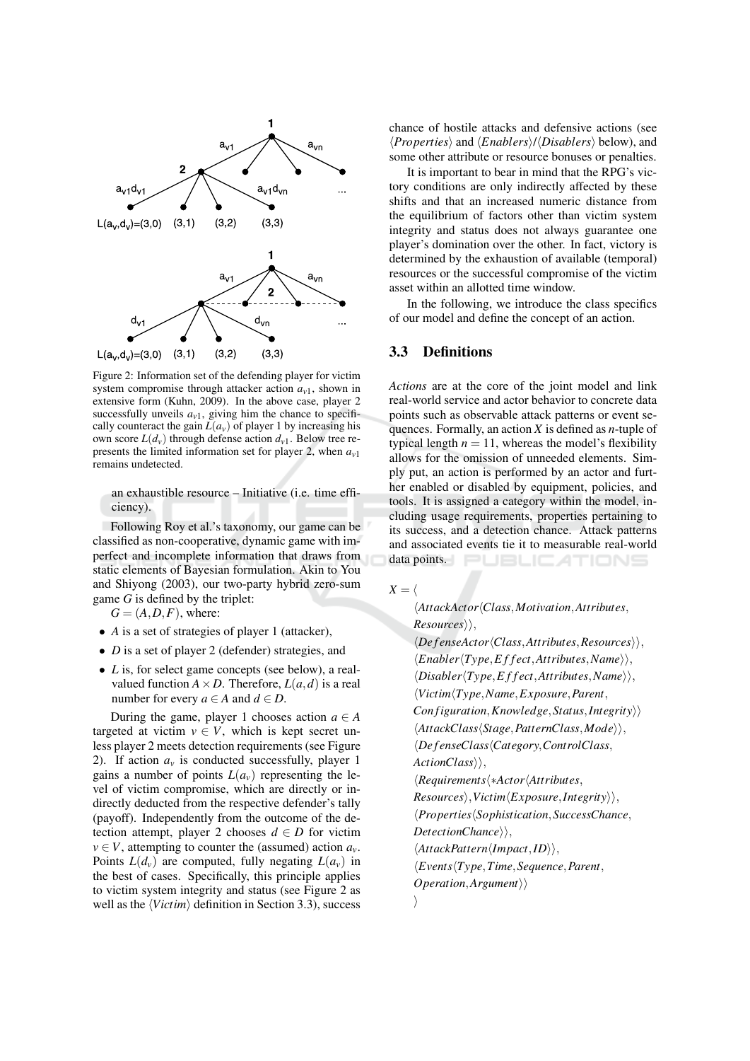Figure 2: Information set of the defending player for victim system compromise through attacker action $a_{v1}$, shown in extensive form (Kuhn, 2009). In the above case, player 2 successfully unveils $a_{v1}$, giving him the chance to specifically counteract the gain $L(a_v)$ of player 1 by increasing his own score $L(d_v)$ through defense action $d_{v1}$. Below tree represents the limited information set for player 2, when $a_{v1}$ remains undetected.

an exhaustible resource – Initiative (i.e. time efficiency).

Following Roy et al.'s taxonomy, our game can be classified as non-cooperative, dynamic game with imperfect and incomplete information that draws from static elements of Bayesian formulation. Akin to You and Shiyong (2003), our two-party hybrid zero-sum game $G$ is defined by the triplet:

$G = (A, D, F)$, where:

- $A$ is a set of strategies of player 1 (attacker),
- $D$ is a set of player 2 (defender) strategies, and
- $L$ is, for select game concepts (see below), a real-valued function $A \times D$. Therefore, $L(a,d)$ is a real number for every $a \in A$ and $d \in D$.

During the game, player 1 chooses action $a \in A$ targeted at victim $v \in V$, which is kept secret unless player 2 meets detection requirements (see Figure 2). If action $a_v$ is conducted successfully, player 1 gains a number of points $L(a_v)$ representing the level of victim compromise, which are directly or indirectly deducted from the respective defender's tally (payoff). Independently from the outcome of the detection attempt, player 2 chooses $d \in D$ for victim $v \in V$, attempting to counter the (assumed) action $a_v$. Points $L(d_v)$ are computed, fully negating $L(a_v)$ in the best of cases. Specifically, this principle applies to victim system integrity and status (see Figure 2 as well as the $\langle Victim \rangle$ definition in Section 3.3), success chance of hostile attacks and defensive actions (see $\langle Properties \rangle$ and $\langle Enablers \rangle / \langle Disablers \rangle$ below), and some other attribute or resource bonuses or penalties.

It is important to bear in mind that the RPG's victory conditions are only indirectly affected by these shifts and that an increased numeric distance from the equilibrium of factors other than victim system integrity and status does not always guarantee one player's domination over the other. In fact, victory is determined by the exhaustion of available (temporal) resources or the successful compromise of the victim asset within an allotted time window.

In the following, we introduce the class specifics of our model and define the concept of an action.

## 3.3 Definitions

*Actions* are at the core of the joint model and link real-world service and actor behavior to concrete data points such as observable attack patterns or event sequences. Formally, an action $X$ is defined as $n$-tuple of typical length $n = 11$, whereas the model's flexibility allows for the omission of unneeded elements. Simply put, an action is performed by an actor and further enabled or disabled by equipment, policies, and tools. It is assigned a category within the model, including usage requirements, properties pertaining to its success, and a detection chance. Attack patterns and associated events tie it to measurable real-world data points.

$$
\begin{aligned}
X = \langle\; & \\
& \langle AttackActor \langle Class, Motivation, Attributes, Resources \rangle \rangle, \\
& \langle DefenseActor \langle Class, Attributes, Resources \rangle \rangle, \\
& \langle Enabler \langle Type, Effect, Attributes, Name \rangle \rangle, \\
& \langle Disabler \langle Type, Effect, Attributes, Name \rangle \rangle, \\
& \langle Victim \langle Type, Name, Exposure, Parent, Configuration, Knowledge, Status, Integrity \rangle \rangle \\
& \langle AttackClass \langle Stage, PatternClass, Mode \rangle \rangle, \\
& \langle DefenseClass \langle Category, ControlClass, ActionClass \rangle \rangle, \\
& \langle Requirements \langle *Actor \langle Attributes, Resources \rangle, Victim \langle Exposure, Integrity \rangle \rangle, \\
& \langle Properties \langle Sophistication, SuccessChance, DetectionChance \rangle \rangle, \\
& \langle AttackPattern \langle Impact, ID \rangle \rangle, \\
& \langle Events \langle Type, Time, Sequence, Parent, Operation, Argument \rangle \rangle \\
\rangle &
\end{aligned}
$$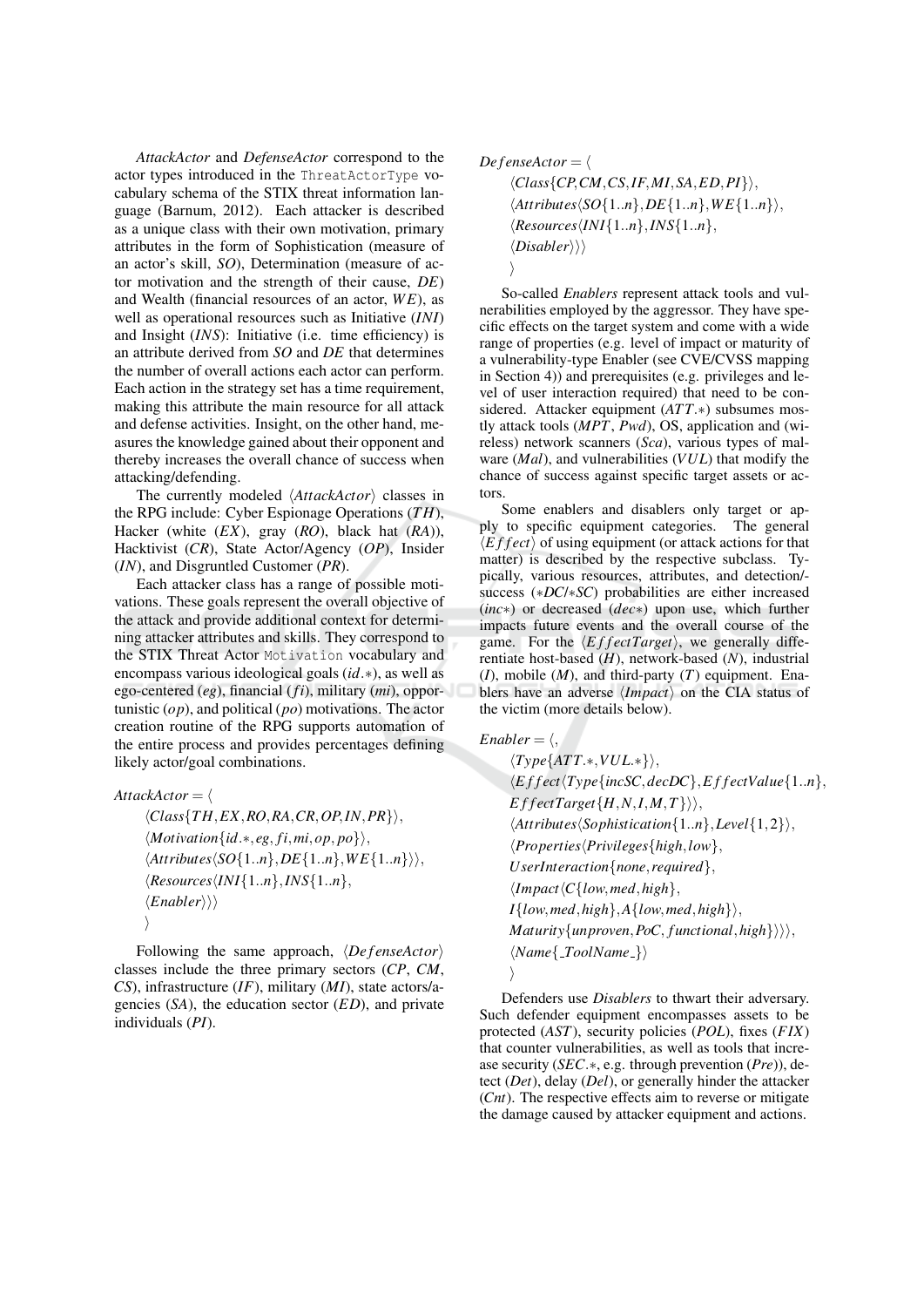*AttackActor* and *DefenseActor* correspond to the actor types introduced in the ThreatActorType vocabulary schema of the STIX threat information language (Barnum, 2012). Each attacker is described as a unique class with their own motivation, primary attributes in the form of Sophistication (measure of an actor's skill, *SO*), Determination (measure of actor motivation and the strength of their cause, *DE*) and Wealth (financial resources of an actor, $WE$), as well as operational resources such as Initiative (*INI*) and Insight (*INS*): Initiative (i.e. time efficiency) is an attribute derived from *SO* and *DE* that determines the number of overall actions each actor can perform. Each action in the strategy set has a time requirement, making this attribute the main resource for all attack and defense activities. Insight, on the other hand, measures the knowledge gained about their opponent and thereby increases the overall chance of success when attacking/defending.

The currently modeled $\langle AttackActor \rangle$ classes in the RPG include: Cyber Espionage Operations ($TH$), Hacker (white ($EX$), gray (*RO*), black hat (*RA*)), Hacktivist (*CR*), State Actor/Agency (*OP*), Insider (*IN*), and Disgruntled Customer (*PR*).

Each attacker class has a range of possible motivations. These goals represent the overall objective of the attack and provide additional context for determining attacker attributes and skills. They correspond to the STIX Threat Actor Motivation vocabulary and encompass various ideological goals ($id.*$), as well as ego-centered (*eg*), financial ($fi$), military (*mi*), opportunistic ($op$), and political ($po$) motivations. The actor creation routine of the RPG supports automation of the entire process and provides percentages defining likely actor/goal combinations.

$$
\begin{aligned}
&AttackActor = \langle \\
&\quad \langle Class\{TH, EX, RO, RA, CR, OP, IN, PR\} \rangle, \\
&\quad \langle Motivation\{id.*, eg, fi, mi, op, po\} \rangle, \\
&\quad \langle Attributes \langle SO\{1..n\}, DE\{1..n\}, WE\{1..n\} \rangle \rangle, \\
&\quad \langle Resources \langle INI\{1..n\}, INS\{1..n\}, \\
&\quad \langle Enabler \rangle \rangle \rangle \\
&\quad \rangle
\end{aligned}
$$

Following the same approach, $\langle DefenseActor \rangle$ classes include the three primary sectors (*CP*, *CM*, *CS*), infrastructure (*IF*), military (*MI*), state actors/agencies (*SA*), the education sector (*ED*), and private individuals (*PI*).

$$
\begin{aligned}
&DefenseActor = \langle \\
&\quad \langle Class\{CP, CM, CS, IF, MI, SA, ED, PI\} \rangle, \\
&\quad \langle Attributes \langle SO\{1..n\}, DE\{1..n\}, WE\{1..n\} \rangle, \\
&\quad \langle Resources \langle INI\{1..n\}, INS\{1..n\}, \\
&\quad \langle Disabler \rangle \rangle \rangle \\
&\quad \rangle
\end{aligned}
$$

So-called *Enablers* represent attack tools and vulnerabilities employed by the aggressor. They have specific effects on the target system and come with a wide range of properties (e.g. level of impact or maturity of a vulnerability-type Enabler (see CVE/CVSS mapping in Section 4)) and prerequisites (e.g. privileges and level of user interaction required) that need to be considered. Attacker equipment ($ATT.*$) subsumes mostly attack tools ($MPT$, *Pwd*), OS, application and (wireless) network scanners (*Sca*), various types of malware (*Mal*), and vulnerabilities ($VUL$) that modify the chance of success against specific target assets or actors.

Some enablers and disablers only target or apply to specific equipment categories. The general $\langle Effect \rangle$ of using equipment (or attack actions for that matter) is described by the respective subclass. Typically, various resources, attributes, and detection/-success ($*DC/*SC$) probabilities are either increased ($inc*$) or decreased ($dec*$) upon use, which further impacts future events and the overall course of the game. For the $\langle EffectTarget \rangle$, we generally differentiate host-based ($H$), network-based ($N$), industrial ($I$), mobile ($M$), and third-party ($T$) equipment. Enablers have an adverse $\langle Impact \rangle$ on the CIA status of the victim (more details below).

$$
\begin{aligned}
&Enabler = \langle, \\
&\quad \langle Type\{ATT.*, VUL.*\} \rangle, \\
&\quad \langle Effect \langle Type\{incSC, decDC\}, EffectValue\{1..n\}, \\
&\quad EffectTarget\{H, N, I, M, T\} \rangle \rangle, \\
&\quad \langle Attributes \langle Sophistication\{1..n\}, Level\{1,2\} \rangle, \\
&\quad \langle Properties \langle Privileges\{high, low\}, \\
&\quad UserInteraction\{none, required\}, \\
&\quad \langle Impact \langle C\{low, med, high\}, \\
&\quad I\{low, med, high\}, A\{low, med, high\} \rangle, \\
&\quad Maturity\{unproven, PoC, functional, high\} \rangle \rangle \rangle, \\
&\quad \langle Name\{\_ToolName\_\} \rangle \\
&\quad \rangle
\end{aligned}
$$

Defenders use *Disablers* to thwart their adversary. Such defender equipment encompasses assets to be protected ($AST$), security policies (*POL*), fixes (*FIX*) that counter vulnerabilities, as well as tools that increase security ($SEC.*$, e.g. through prevention (*Pre*)), detect (*Det*), delay (*Del*), or generally hinder the attacker (*Cnt*). The respective effects aim to reverse or mitigate the damage caused by attacker equipment and actions.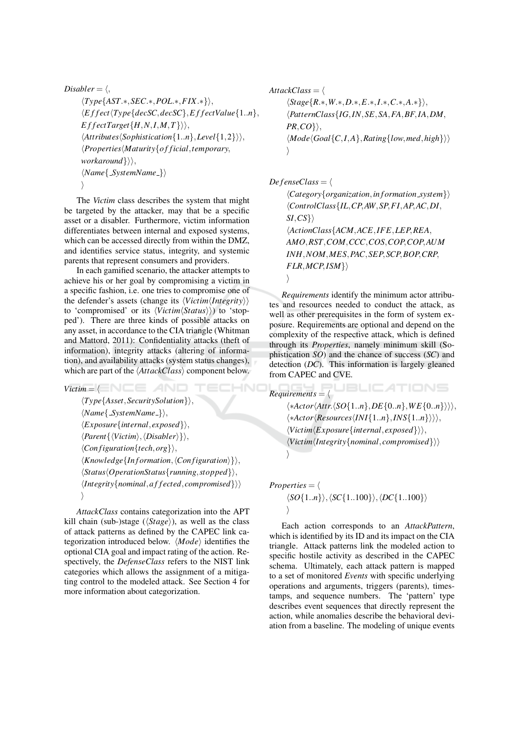$$
\begin{aligned}
&Disabler = \langle, \\
&\quad \langle Type\{AST.*, SEC.*, POL.*, FIX.*\}\rangle, \\
&\quad \langle Effect\langle Type\{decSC, decSC\}, EffectValue\{1..n\}, \\
&\quad EffectTarget\{H, N, I, M, T\}\rangle\rangle, \\
&\quad \langle Attributes\langle Sophistication\{1..n\}, Level\{1,2\}\rangle\rangle, \\
&\quad \langle Properties\langle Maturity\{official, temporary, \\
&\quad workaround\}\rangle\rangle, \\
&\quad \langle Name\{\_SystemName\_\}\rangle \\
&\quad \rangle
\end{aligned}
$$

The *Victim* class describes the system that might be targeted by the attacker, may that be a specific asset or a disabler. Furthermore, victim information differentiates between internal and exposed systems, which can be accessed directly from within the DMZ, and identifies service status, integrity, and systemic parents that represent consumers and providers.

In each gamified scenario, the attacker attempts to achieve his or her goal by compromising a victim in a specific fashion, i.e. one tries to compromise one of the defender's assets (change its $\langle Victim\langle Integrity\rangle\rangle$ to 'compromised' or its $\langle Victim\langle Status\rangle\rangle$) to 'stopped'). There are three kinds of possible attacks on any asset, in accordance to the CIA triangle (Whitman and Mattord, 2011): Confidentiality attacks (theft of information), integrity attacks (altering of information), and availability attacks (system status changes), which are part of the $\langle AttackClass\rangle$ component below.

$$
\begin{aligned}
&Victim = \langle \\
&\quad \langle Type\{Asset, SecuritySolution\}\rangle, \\
&\quad \langle Name\{\_SystemName\_\}\rangle, \\
&\quad \langle Exposure\{internal, exposed\}\rangle, \\
&\quad \langle Parent\{\langle Victim\rangle, \langle Disabler\rangle\}\rangle, \\
&\quad \langle Configuration\{tech, org\}\rangle, \\
&\quad \langle Knowledge\{Information, \langle Configuration\rangle\}\rangle, \\
&\quad \langle Status\langle OperationStatus\{running, stopped\}\rangle, \\
&\quad \langle Integrity\{nominal, affected, compromised\}\rangle\rangle \\
&\quad \rangle
\end{aligned}
$$

*AttackClass* contains categorization into the APT kill chain (sub-)stage ($\langle Stage\rangle$), as well as the class of attack patterns as defined by the CAPEC link categorization introduced below. $\langle Mode\rangle$ identifies the optional CIA goal and impact rating of the action. Respectively, the *DefenseClass* refers to the NIST link categories which allows the assignment of a mitigating control to the modeled attack. See Section 4 for more information about categorization.

$$
\begin{aligned}
&AttackClass = \langle \\
&\quad \langle Stage\{R.*, W.*, D.*, E.*, I.*, C.*, A.*\}\rangle, \\
&\quad \langle PatternClass\{IG, IN, SE, SA, FA, BF, IA, DM, \\
&\quad PR, CO\}\rangle, \\
&\quad \langle Mode\langle Goal\{C, I, A\}, Rating\{low, med, high\}\rangle\rangle \\
&\quad \rangle
\end{aligned}
$$

$$
\begin{aligned}
&DefenseClass = \langle \\
&\quad \langle Category\{organization, information\_system\}\rangle \\
&\quad \langle ControlClass\{IL, CP, AW, SP, FI, AP, AC, DI, \\
&\quad SI, CS\}\rangle \\
&\quad \langle ActionClass\{ACM, ACE, IFE, LEP, REA, \\
&\quad AMO, RST, COM, CCC, COS, COP, COP, AUM \\
&\quad INH, NOM, MES, PAC, SEP, SCP, BOP, CRP, \\
&\quad FLR, MCP, ISM\}\rangle \\
&\quad \rangle
\end{aligned}
$$

*Requirements* identify the minimum actor attributes and resources needed to conduct the attack, as well as other prerequisites in the form of system exposure. Requirements are optional and depend on the complexity of the respective attack, which is defined through its *Properties*, namely minimum skill (Sophistication *SO*) and the chance of success (*SC*) and detection (*DC*). This information is largely gleaned from CAPEC and CVE.

$$
\begin{aligned}
&Requirements = \langle \\
&\quad \langle *Actor\langle Attr.\langle SO\{1..n\}, DE\{0..n\}, WE\{0..n\}\rangle\rangle\rangle, \\
&\quad \langle *Actor\langle Resources\langle INI\{1..n\}, INS\{1..n\}\rangle\rangle\rangle, \\
&\quad \langle Victim\langle Exposure\{internal, exposed\}\rangle\rangle, \\
&\quad \langle Victim\langle Integrity\{nominal, compromised\}\rangle\rangle \\
&\quad \rangle
\end{aligned}
$$

$$
\begin{aligned}
&Properties = \langle \\
&\quad \langle SO\{1..n\}\rangle, \langle SC\{1..100\}\rangle, \langle DC\{1..100\}\rangle \\
&\quad \rangle
\end{aligned}
$$

Each action corresponds to an *AttackPattern*, which is identified by its ID and its impact on the CIA triangle. Attack patterns link the modeled action to specific hostile activity as described in the CAPEC schema. Ultimately, each attack pattern is mapped to a set of monitored *Events* with specific underlying operations and arguments, triggers (parents), timestamps, and sequence numbers. The 'pattern' type describes event sequences that directly represent the action, while anomalies describe the behavioral deviation from a baseline. The modeling of unique events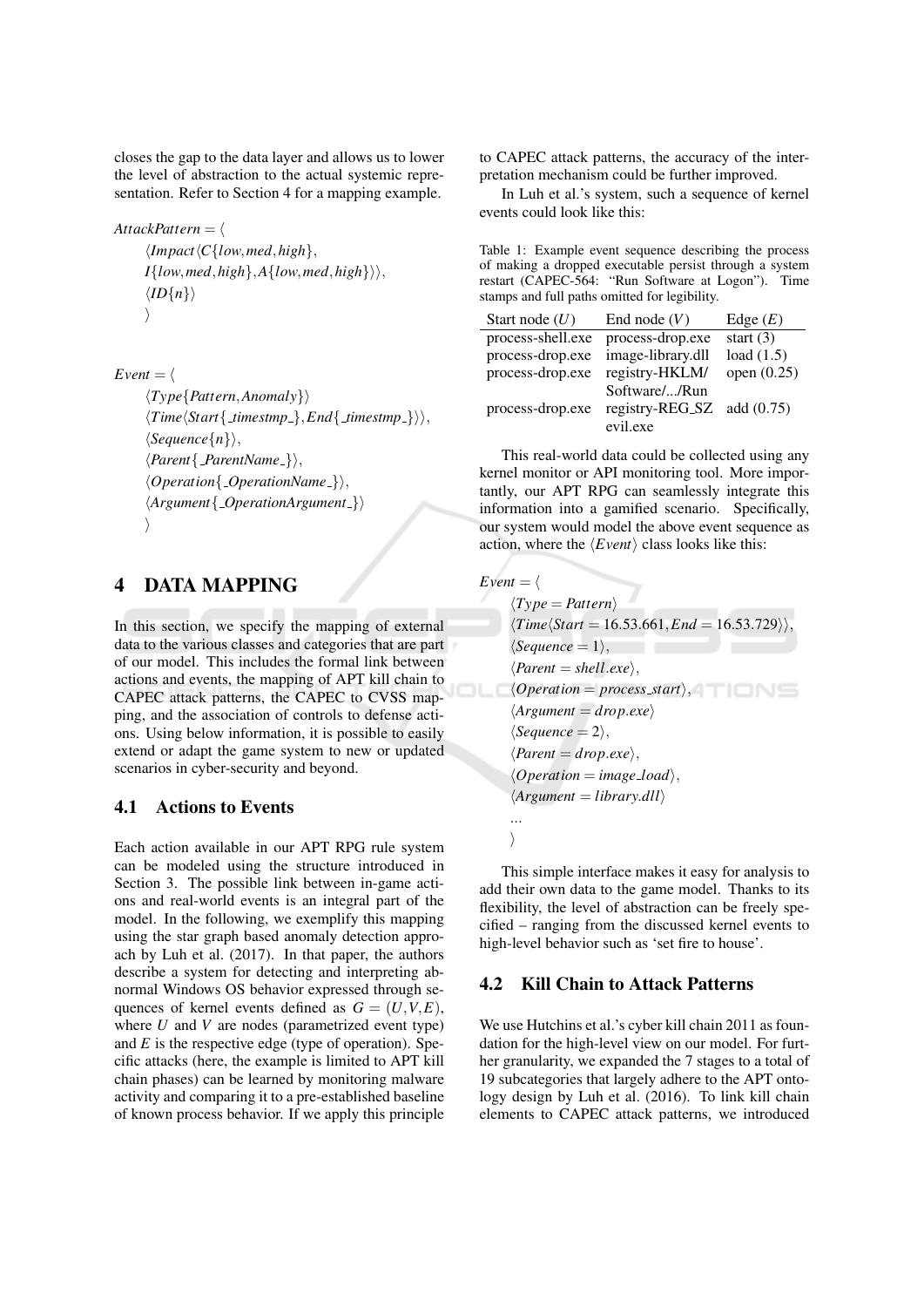closes the gap to the data layer and allows us to lower the level of abstraction to the actual systemic representation. Refer to Section 4 for a mapping example.

$$
\begin{aligned}
&\mathit{AttackPattern} = \langle \\
&\quad \langle \mathit{Impact} \langle C\{low, med, high\}, \\
&\quad I\{low, med, high\}, A\{low, med, high\} \rangle \rangle, \\
&\quad \langle ID\{n\} \rangle \\
&\quad \rangle
\end{aligned}
$$

$$
\begin{aligned}
&\mathit{Event} = \langle \\
&\quad \langle \mathit{Type}\{\mathit{Pattern}, \mathit{Anomaly}\} \rangle \\
&\quad \langle \mathit{Time} \langle \mathit{Start}\{\_timestmp\_\}, \mathit{End}\{\_timestmp\_\} \rangle \rangle, \\
&\quad \langle \mathit{Sequence}\{n\} \rangle, \\
&\quad \langle \mathit{Parent}\{\_ParentName\_\} \rangle, \\
&\quad \langle \mathit{Operation}\{\_OperationName\_\} \rangle, \\
&\quad \langle \mathit{Argument}\{\_OperationArgument\_\} \rangle \\
&\quad \rangle
\end{aligned}
$$

# 4 DATA MAPPING

In this section, we specify the mapping of external data to the various classes and categories that are part of our model. This includes the formal link between actions and events, the mapping of APT kill chain to CAPEC attack patterns, the CAPEC to CVSS mapping, and the association of controls to defense actions. Using below information, it is possible to easily extend or adapt the game system to new or updated scenarios in cyber-security and beyond.

## 4.1 Actions to Events

Each action available in our APT RPG rule system can be modeled using the structure introduced in Section 3. The possible link between in-game actions and real-world events is an integral part of the model. In the following, we exemplify this mapping using the star graph based anomaly detection approach by Luh et al. (2017). In that paper, the authors describe a system for detecting and interpreting abnormal Windows OS behavior expressed through sequences of kernel events defined as $G = (U, V, E)$, where $U$ and $V$ are nodes (parametrized event type) and $E$ is the respective edge (type of operation). Specific attacks (here, the example is limited to APT kill chain phases) can be learned by monitoring malware activity and comparing it to a pre-established baseline of known process behavior. If we apply this principle to CAPEC attack patterns, the accuracy of the interpretation mechanism could be further improved.

In Luh et al.'s system, such a sequence of kernel events could look like this:

Table 1: Example event sequence describing the process of making a dropped executable persist through a system restart (CAPEC-564: "Run Software at Logon"). Time stamps and full paths omitted for legibility.

| Start node ($U$) | End node ($V$) | Edge ($E$) |
|---|---|---|
| process-shell.exe | process-drop.exe | start (3) |
| process-drop.exe | image-library.dll | load (1.5) |
| process-drop.exe | registry-HKLM/ Software/.../Run | open (0.25) |
| process-drop.exe | registry-REG_SZ evil.exe | add (0.75) |

This real-world data could be collected using any kernel monitor or API monitoring tool. More importantly, our APT RPG can seamlessly integrate this information into a gamified scenario. Specifically, our system would model the above event sequence as action, where the $\langle Event \rangle$ class looks like this:

$$
\begin{aligned}
&\mathit{Event} = \langle \\
&\quad \langle \mathit{Type} = \mathit{Pattern} \rangle \\
&\quad \langle \mathit{Time} \langle \mathit{Start} = 16.53.661, \mathit{End} = 16.53.729 \rangle \rangle, \\
&\quad \langle \mathit{Sequence} = 1 \rangle, \\
&\quad \langle \mathit{Parent} = \mathit{shell.exe} \rangle, \\
&\quad \langle \mathit{Operation} = \mathit{process\_start} \rangle, \\
&\quad \langle \mathit{Argument} = \mathit{drop.exe} \rangle \\
&\quad \langle \mathit{Sequence} = 2 \rangle, \\
&\quad \langle \mathit{Parent} = \mathit{drop.exe} \rangle, \\
&\quad \langle \mathit{Operation} = \mathit{image\_load} \rangle, \\
&\quad \langle \mathit{Argument} = \mathit{library.dll} \rangle \\
&\quad ... \\
&\quad \rangle
\end{aligned}
$$

This simple interface makes it easy for analysis to add their own data to the game model. Thanks to its flexibility, the level of abstraction can be freely specified – ranging from the discussed kernel events to high-level behavior such as 'set fire to house'.

## 4.2 Kill Chain to Attack Patterns

We use Hutchins et al.'s cyber kill chain 2011 as foundation for the high-level view on our model. For further granularity, we expanded the 7 stages to a total of 19 subcategories that largely adhere to the APT ontology design by Luh et al. (2016). To link kill chain elements to CAPEC attack patterns, we introduced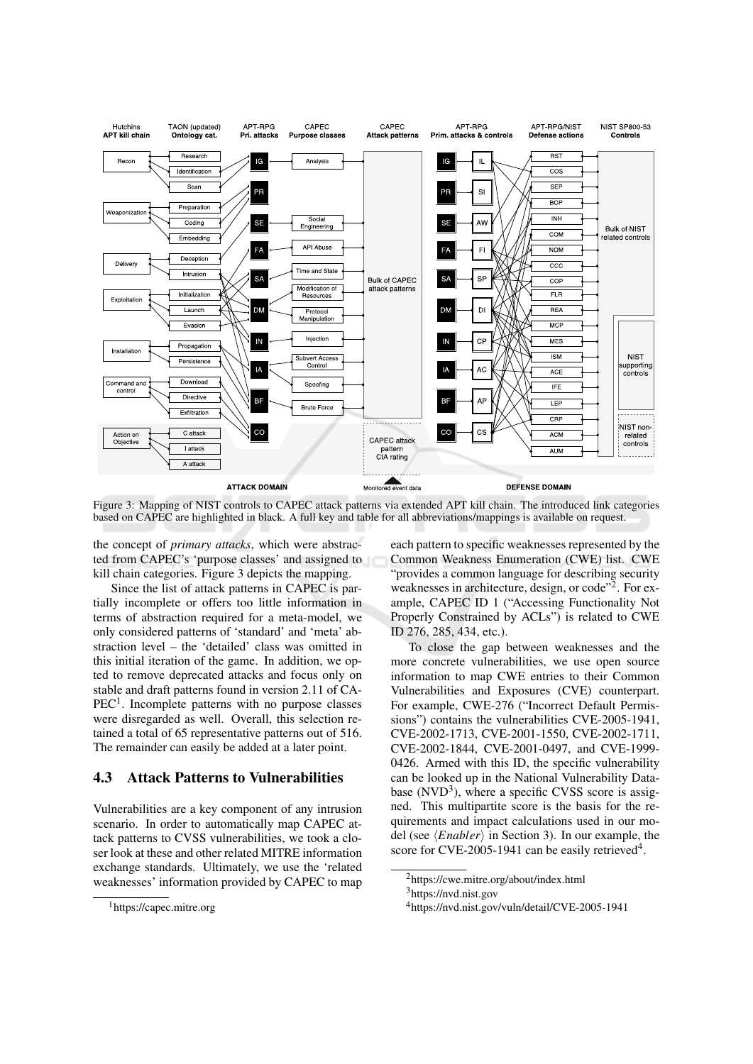Figure 3: Mapping of NIST controls to CAPEC attack patterns via extended APT kill chain. The introduced link categories based on CAPEC are highlighted in black. A full key and table for all abbreviations/mappings is available on request.

the concept of *primary attacks*, which were abstracted from CAPEC's 'purpose classes' and assigned to kill chain categories. Figure 3 depicts the mapping.

Since the list of attack patterns in CAPEC is partially incomplete or offers too little information in terms of abstraction required for a meta-model, we only considered patterns of 'standard' and 'meta' abstraction level – the 'detailed' class was omitted in this initial iteration of the game. In addition, we opted to remove deprecated attacks and focus only on stable and draft patterns found in version 2.11 of CAPEC[1]. Incomplete patterns with no purpose classes were disregarded as well. Overall, this selection retained a total of 65 representative patterns out of 516. The remainder can easily be added at a later point.

### 4.3 Attack Patterns to Vulnerabilities

Vulnerabilities are a key component of any intrusion scenario. In order to automatically map CAPEC attack patterns to CVSS vulnerabilities, we took a closer look at these and other related MITRE information exchange standards. Ultimately, we use the 'related weaknesses' information provided by CAPEC to map each pattern to specific weaknesses represented by the Common Weakness Enumeration (CWE) list. CWE "provides a common language for describing security weaknesses in architecture, design, or code"[2]. For example, CAPEC ID 1 ("Accessing Functionality Not Properly Constrained by ACLs") is related to CWE ID 276, 285, 434, etc.).

To close the gap between weaknesses and the more concrete vulnerabilities, we use open source information to map CWE entries to their Common Vulnerabilities and Exposures (CVE) counterpart. For example, CWE-276 ("Incorrect Default Permissions") contains the vulnerabilities CVE-2005-1941, CVE-2002-1713, CVE-2001-1550, CVE-2002-1711, CVE-2002-1844, CVE-2001-0497, and CVE-1999-0426. Armed with this ID, the specific vulnerability can be looked up in the National Vulnerability Database (NVD[3]), where a specific CVSS score is assigned. This multipartite score is the basis for the requirements and impact calculations used in our model (see ⟨*Enabler*⟩ in Section 3). In our example, the score for CVE-2005-1941 can be easily retrieved[4].

[1] https://capec.mitre.org

[2] https://cwe.mitre.org/about/index.html

[3] https://nvd.nist.gov

[4] https://nvd.nist.gov/vuln/detail/CVE-2005-1941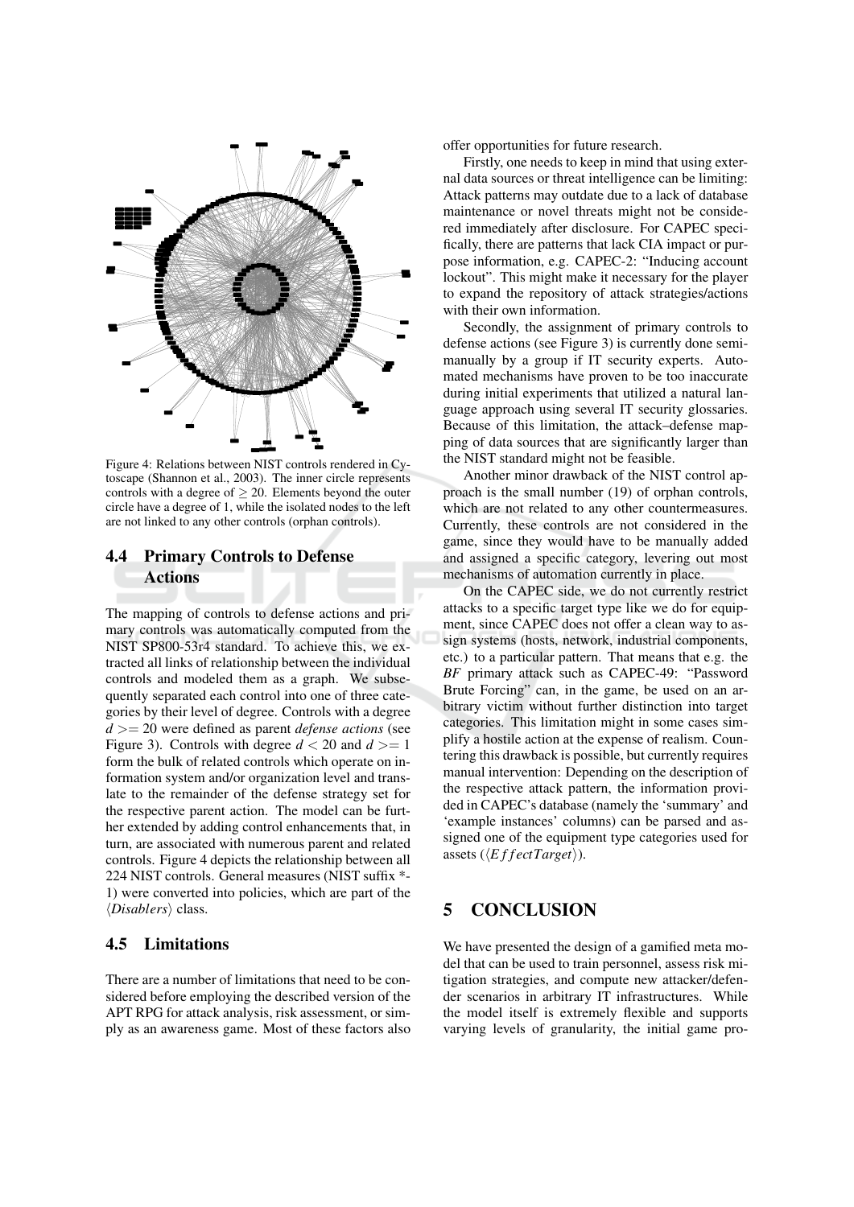Figure 4: Relations between NIST controls rendered in Cytoscape (Shannon et al., 2003). The inner circle represents controls with a degree of $\geq 20$. Elements beyond the outer circle have a degree of 1, while the isolated nodes to the left are not linked to any other controls (orphan controls).

## 4.4 Primary Controls to Defense Actions

The mapping of controls to defense actions and primary controls was automatically computed from the NIST SP800-53r4 standard. To achieve this, we extracted all links of relationship between the individual controls and modeled them as a graph. We subsequently separated each control into one of three categories by their level of degree. Controls with a degree $d >= 20$ were defined as parent *defense actions* (see Figure 3). Controls with degree $d < 20$ and $d >= 1$ form the bulk of related controls which operate on information system and/or organization level and translate to the remainder of the defense strategy set for the respective parent action. The model can be further extended by adding control enhancements that, in turn, are associated with numerous parent and related controls. Figure 4 depicts the relationship between all 224 NIST controls. General measures (NIST suffix *-1) were converted into policies, which are part of the $\langle Disablers \rangle$ class.

## 4.5 Limitations

There are a number of limitations that need to be considered before employing the described version of the APT RPG for attack analysis, risk assessment, or simply as an awareness game. Most of these factors also offer opportunities for future research.

Firstly, one needs to keep in mind that using external data sources or threat intelligence can be limiting: Attack patterns may outdate due to a lack of database maintenance or novel threats might not be considered immediately after disclosure. For CAPEC specifically, there are patterns that lack CIA impact or purpose information, e.g. CAPEC-2: "Inducing account lockout". This might make it necessary for the player to expand the repository of attack strategies/actions with their own information.

Secondly, the assignment of primary controls to defense actions (see Figure 3) is currently done semi-manually by a group if IT security experts. Automated mechanisms have proven to be too inaccurate during initial experiments that utilized a natural language approach using several IT security glossaries. Because of this limitation, the attack–defense mapping of data sources that are significantly larger than the NIST standard might not be feasible.

Another minor drawback of the NIST control approach is the small number (19) of orphan controls, which are not related to any other countermeasures. Currently, these controls are not considered in the game, since they would have to be manually added and assigned a specific category, levering out most mechanisms of automation currently in place.

On the CAPEC side, we do not currently restrict attacks to a specific target type like we do for equipment, since CAPEC does not offer a clean way to assign systems (hosts, network, industrial components, etc.) to a particular pattern. That means that e.g. the *BF* primary attack such as CAPEC-49: "Password Brute Forcing" can, in the game, be used on an arbitrary victim without further distinction into target categories. This limitation might in some cases simplify a hostile action at the expense of realism. Countering this drawback is possible, but currently requires manual intervention: Depending on the description of the respective attack pattern, the information provided in CAPEC's database (namely the 'summary' and 'example instances' columns) can be parsed and assigned one of the equipment type categories used for assets ($\langle EffectTarget \rangle$).

# 5 CONCLUSION

We have presented the design of a gamified meta model that can be used to train personnel, assess risk mitigation strategies, and compute new attacker/defender scenarios in arbitrary IT infrastructures. While the model itself is extremely flexible and supports varying levels of granularity, the initial game pro-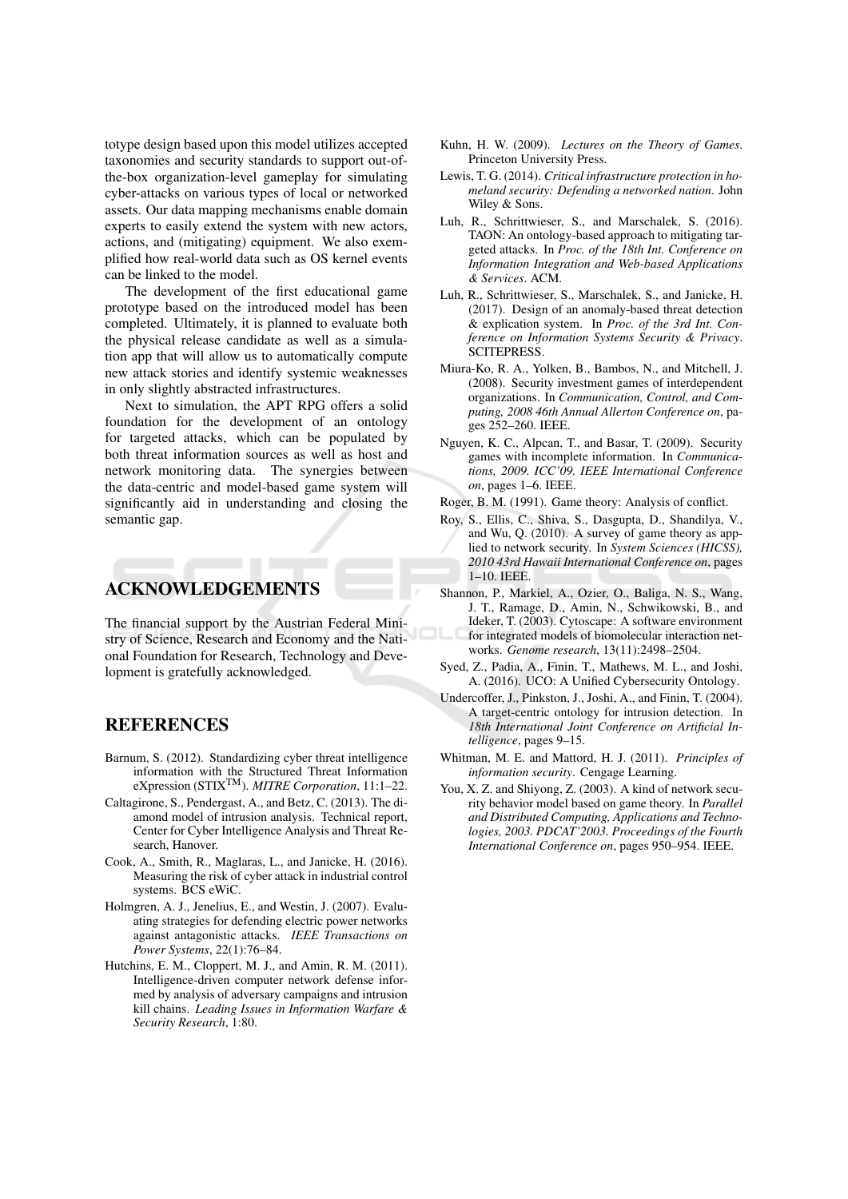totype design based upon this model utilizes accepted taxonomies and security standards to support out-of-the-box organization-level gameplay for simulating cyber-attacks on various types of local or networked assets. Our data mapping mechanisms enable domain experts to easily extend the system with new actors, actions, and (mitigating) equipment. We also exemplified how real-world data such as OS kernel events can be linked to the model.

The development of the first educational game prototype based on the introduced model has been completed. Ultimately, it is planned to evaluate both the physical release candidate as well as a simulation app that will allow us to automatically compute new attack stories and identify systemic weaknesses in only slightly abstracted infrastructures.

Next to simulation, the APT RPG offers a solid foundation for the development of an ontology for targeted attacks, which can be populated by both threat information sources as well as host and network monitoring data. The synergies between the data-centric and model-based game system will significantly aid in understanding and closing the semantic gap.

## ACKNOWLEDGEMENTS

The financial support by the Austrian Federal Ministry of Science, Research and Economy and the National Foundation for Research, Technology and Development is gratefully acknowledged.

## REFERENCES

Barnum, S. (2012). Standardizing cyber threat intelligence information with the Structured Threat Information eXpression (STIX™). *MITRE Corporation*, 11:1–22.

Caltagirone, S., Pendergast, A., and Betz, C. (2013). The diamond model of intrusion analysis. Technical report, Center for Cyber Intelligence Analysis and Threat Research, Hanover.

Cook, A., Smith, R., Maglaras, L., and Janicke, H. (2016). Measuring the risk of cyber attack in industrial control systems. BCS eWiC.

Holmgren, A. J., Jenelius, E., and Westin, J. (2007). Evaluating strategies for defending electric power networks against antagonistic attacks. *IEEE Transactions on Power Systems*, 22(1):76–84.

Hutchins, E. M., Cloppert, M. J., and Amin, R. M. (2011). Intelligence-driven computer network defense informed by analysis of adversary campaigns and intrusion kill chains. *Leading Issues in Information Warfare & Security Research*, 1:80.

Kuhn, H. W. (2009). *Lectures on the Theory of Games*. Princeton University Press.

Lewis, T. G. (2014). *Critical infrastructure protection in homeland security: Defending a networked nation*. John Wiley & Sons.

Luh, R., Schrittwieser, S., and Marschalek, S. (2016). TAON: An ontology-based approach to mitigating targeted attacks. In *Proc. of the 18th Int. Conference on Information Integration and Web-based Applications & Services*. ACM.

Luh, R., Schrittwieser, S., Marschalek, S., and Janicke, H. (2017). Design of an anomaly-based threat detection & explication system. In *Proc. of the 3rd Int. Conference on Information Systems Security & Privacy*. SCITEPRESS.

Miura-Ko, R. A., Yolken, B., Bambos, N., and Mitchell, J. (2008). Security investment games of interdependent organizations. In *Communication, Control, and Computing, 2008 46th Annual Allerton Conference on*, pages 252–260. IEEE.

Nguyen, K. C., Alpcan, T., and Basar, T. (2009). Security games with incomplete information. In *Communications, 2009. ICC'09. IEEE International Conference on*, pages 1–6. IEEE.

Roger, B. M. (1991). Game theory: Analysis of conflict.

Roy, S., Ellis, C., Shiva, S., Dasgupta, D., Shandilya, V., and Wu, Q. (2010). A survey of game theory as applied to network security. In *System Sciences (HICSS), 2010 43rd Hawaii International Conference on*, pages 1–10. IEEE.

Shannon, P., Markiel, A., Ozier, O., Baliga, N. S., Wang, J. T., Ramage, D., Amin, N., Schwikowski, B., and Ideker, T. (2003). Cytoscape: A software environment for integrated models of biomolecular interaction networks. *Genome research*, 13(11):2498–2504.

Syed, Z., Padia, A., Finin, T., Mathews, M. L., and Joshi, A. (2016). UCO: A Unified Cybersecurity Ontology.

Undercoffer, J., Pinkston, J., Joshi, A., and Finin, T. (2004). A target-centric ontology for intrusion detection. In *18th International Joint Conference on Artificial Intelligence*, pages 9–15.

Whitman, M. E. and Mattord, H. J. (2011). *Principles of information security*. Cengage Learning.

You, X. Z. and Shiyong, Z. (2003). A kind of network security behavior model based on game theory. In *Parallel and Distributed Computing, Applications and Technologies, 2003. PDCAT'2003. Proceedings of the Fourth International Conference on*, pages 950–954. IEEE.